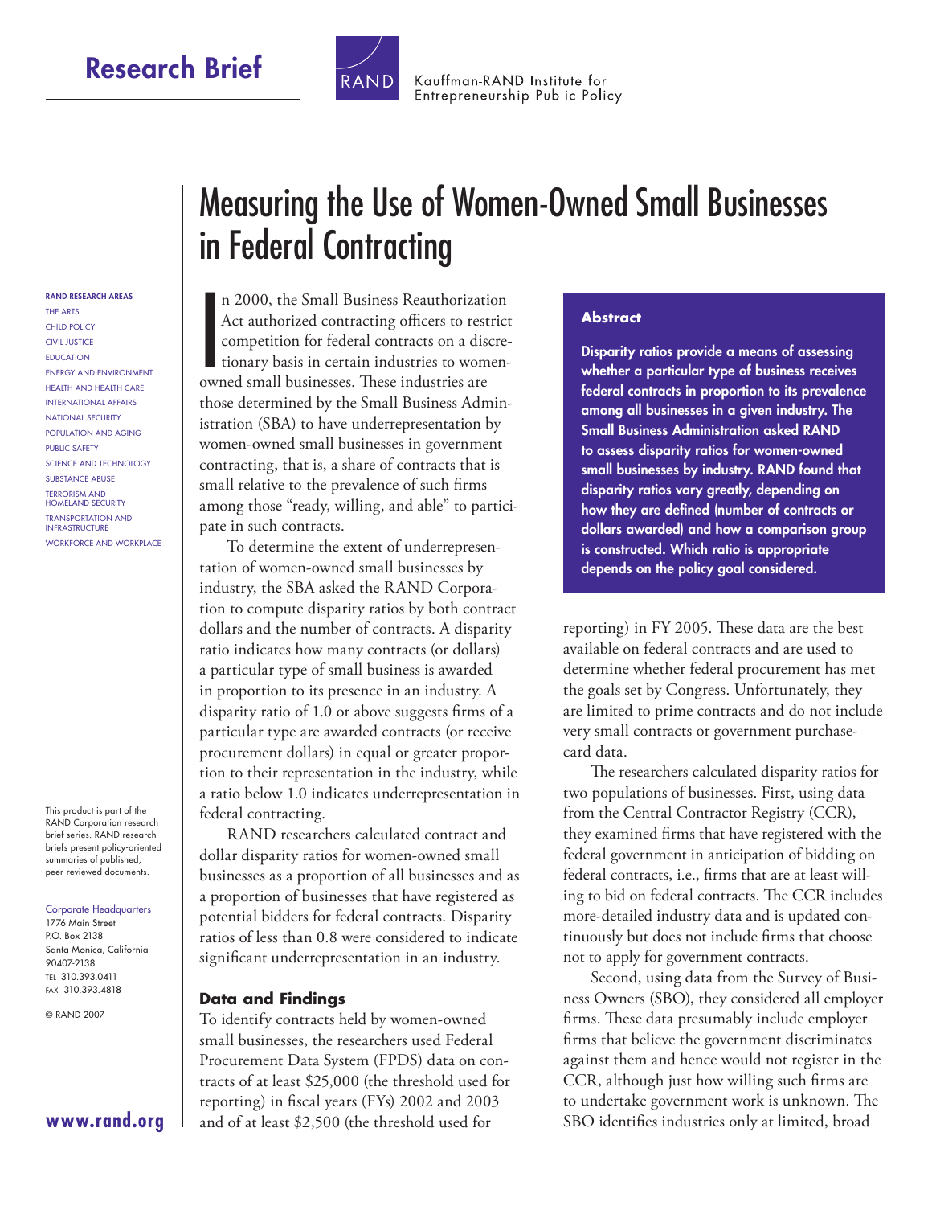# Measuring the Use of Women-Owned Small Businesses in Federal Contracting

### Abstract

**Disparity ratios provide a means of assessing whether a particular type of business receives federal contracts in proportion to its prevalence among all businesses in a given industry. The Small Business Administration asked RAND to assess disparity ratios for women-owned small businesses by industry. RAND found that disparity ratios vary greatly, depending on how they are defined (number of contracts or dollars awarded) and how a comparison group is constructed. Which ratio is appropriate depends on the policy goal considered.**

In 2000, the Small Business Reauthorization Act authorized contracting officers to restrict competition for federal contracts on a discretionary basis in certain industries to women-owned small businesses. These industries are those determined by the Small Business Administration (SBA) to have underrepresentation by women-owned small businesses in government contracting, that is, a share of contracts that is small relative to the prevalence of such firms among those "ready, willing, and able" to participate in such contracts.

To determine the extent of underrepresentation of women-owned small businesses by industry, the SBA asked the RAND Corporation to compute disparity ratios by both contract dollars and the number of contracts. A disparity ratio indicates how many contracts (or dollars) a particular type of small business is awarded in proportion to its presence in an industry. A disparity ratio of 1.0 or above suggests firms of a particular type are awarded contracts (or receive procurement dollars) in equal or greater proportion to their representation in the industry, while a ratio below 1.0 indicates underrepresentation in federal contracting.

RAND researchers calculated contract and dollar disparity ratios for women-owned small businesses as a proportion of all businesses and as a proportion of businesses that have registered as potential bidders for federal contracts. Disparity ratios of less than 0.8 were considered to indicate significant underrepresentation in an industry.

## Data and Findings

To identify contracts held by women-owned small businesses, the researchers used Federal Procurement Data System (FPDS) data on contracts of at least $25,000 (the threshold used for reporting) in fiscal years (FYs) 2002 and 2003 and of at least $2,500 (the threshold used for reporting) in FY 2005. These data are the best available on federal contracts and are used to determine whether federal procurement has met the goals set by Congress. Unfortunately, they are limited to prime contracts and do not include very small contracts or government purchase-card data.

The researchers calculated disparity ratios for two populations of businesses. First, using data from the Central Contractor Registry (CCR), they examined firms that have registered with the federal government in anticipation of bidding on federal contracts, i.e., firms that are at least willing to bid on federal contracts. The CCR includes more-detailed industry data and is updated continuously but does not include firms that choose not to apply for government contracts.

Second, using data from the Survey of Business Owners (SBO), they considered all employer firms. These data presumably include employer firms that believe the government discriminates against them and hence would not register in the CCR, although just how willing such firms are to undertake government work is unknown. The SBO identifies industries only at limited, broad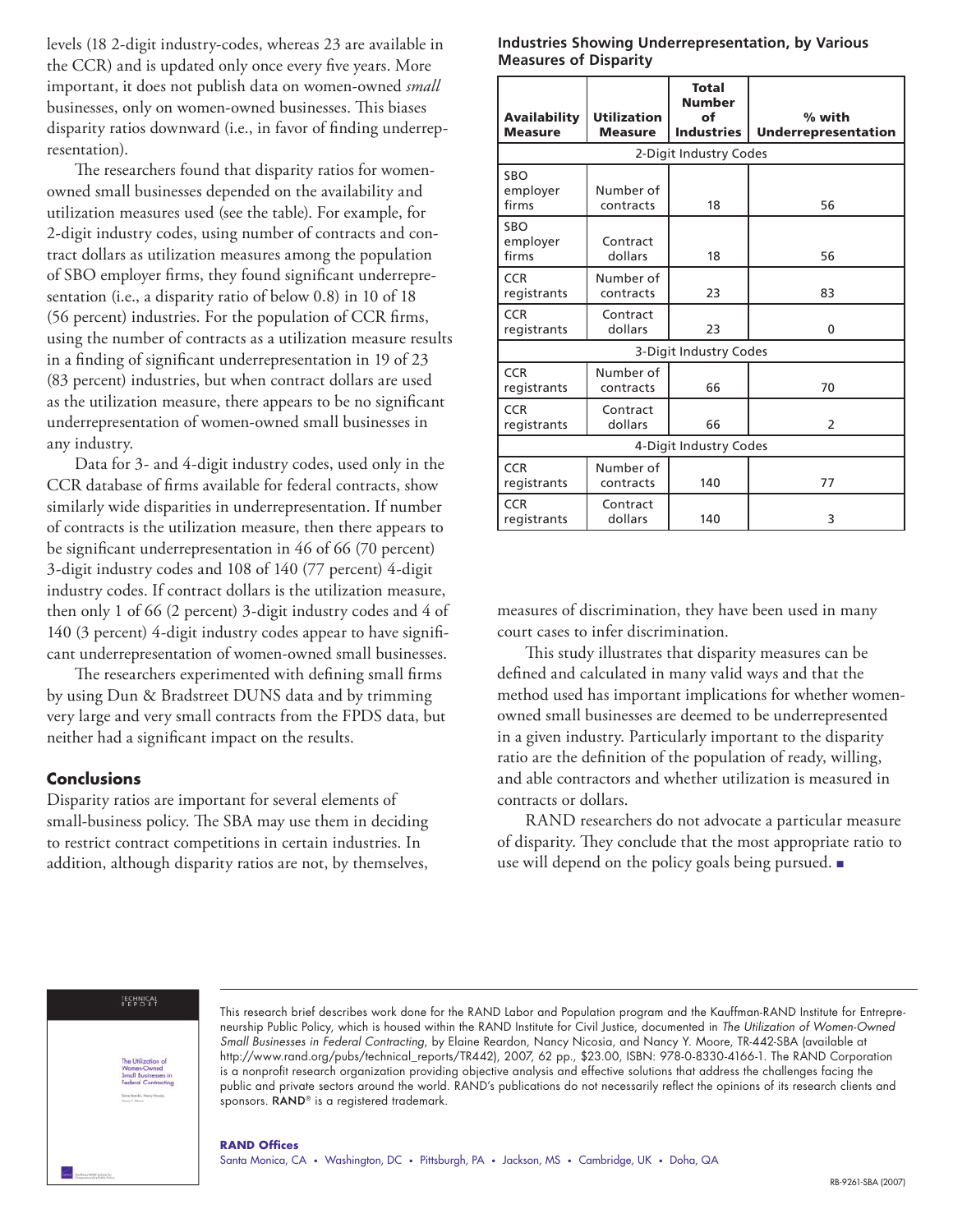levels (18 2-digit industry-codes, whereas 23 are available in the CCR) and is updated only once every five years. More important, it does not publish data on women-owned *small* businesses, only on women-owned businesses. This biases disparity ratios downward (i.e., in favor of finding underrepresentation).

The researchers found that disparity ratios for women-owned small businesses depended on the availability and utilization measures used (see the table). For example, for 2-digit industry codes, using number of contracts and contract dollars as utilization measures among the population of SBO employer firms, they found significant underrepresentation (i.e., a disparity ratio of below 0.8) in 10 of 18 (56 percent) industries. For the population of CCR firms, using the number of contracts as a utilization measure results in a finding of significant underrepresentation in 19 of 23 (83 percent) industries, but when contract dollars are used as the utilization measure, there appears to be no significant underrepresentation of women-owned small businesses in any industry.

Data for 3- and 4-digit industry codes, used only in the CCR database of firms available for federal contracts, show similarly wide disparities in underrepresentation. If number of contracts is the utilization measure, then there appears to be significant underrepresentation in 46 of 66 (70 percent) 3-digit industry codes and 108 of 140 (77 percent) 4-digit industry codes. If contract dollars is the utilization measure, then only 1 of 66 (2 percent) 3-digit industry codes and 4 of 140 (3 percent) 4-digit industry codes appear to have significant underrepresentation of women-owned small businesses.

The researchers experimented with defining small firms by using Dun & Bradstreet DUNS data and by trimming very large and very small contracts from the FPDS data, but neither had a significant impact on the results.

**Industries Showing Underrepresentation, by Various Measures of Disparity**

| Availability Measure | Utilization Measure | Total Number of Industries | % with Underrepresentation |
|---|---|---|---|
| 2-Digit Industry Codes | | | |
| SBO employer firms | Number of contracts | 18 | 56 |
| SBO employer firms | Contract dollars | 18 | 56 |
| CCR registrants | Number of contracts | 23 | 83 |
| CCR registrants | Contract dollars | 23 | 0 |
| 3-Digit Industry Codes | | | |
| CCR registrants | Number of contracts | 66 | 70 |
| CCR registrants | Contract dollars | 66 | 2 |
| 4-Digit Industry Codes | | | |
| CCR registrants | Number of contracts | 140 | 77 |
| CCR registrants | Contract dollars | 140 | 3 |

## Conclusions

Disparity ratios are important for several elements of small-business policy. The SBA may use them in deciding to restrict contract competitions in certain industries. In addition, although disparity ratios are not, by themselves, measures of discrimination, they have been used in many court cases to infer discrimination.

This study illustrates that disparity measures can be defined and calculated in many valid ways and that the method used has important implications for whether women-owned small businesses are deemed to be underrepresented in a given industry. Particularly important to the disparity ratio are the definition of the population of ready, willing, and able contractors and whether utilization is measured in contracts or dollars.

RAND researchers do not advocate a particular measure of disparity. They conclude that the most appropriate ratio to use will depend on the policy goals being pursued. ■

This research brief describes work done for the RAND Labor and Population program and the Kauffman-RAND Institute for Entrepreneurship Public Policy, which is housed within the RAND Institute for Civil Justice, documented in *The Utilization of Women-Owned Small Businesses in Federal Contracting*, by Elaine Reardon, Nancy Nicosia, and Nancy Y. Moore, TR-442-SBA (available at http://www.rand.org/pubs/technical_reports/TR442), 2007, 62 pp., $23.00, ISBN: 978-0-8330-4166-1. The RAND Corporation is a nonprofit research organization providing objective analysis and effective solutions that address the challenges facing the public and private sectors around the world. RAND's publications do not necessarily reflect the opinions of its research clients and sponsors. **RAND**® is a registered trademark.

**RAND Offices**

Santa Monica, CA • Washington, DC • Pittsburgh, PA • Jackson, MS • Cambridge, UK • Doha, QA

RB-9261-SBA (2007)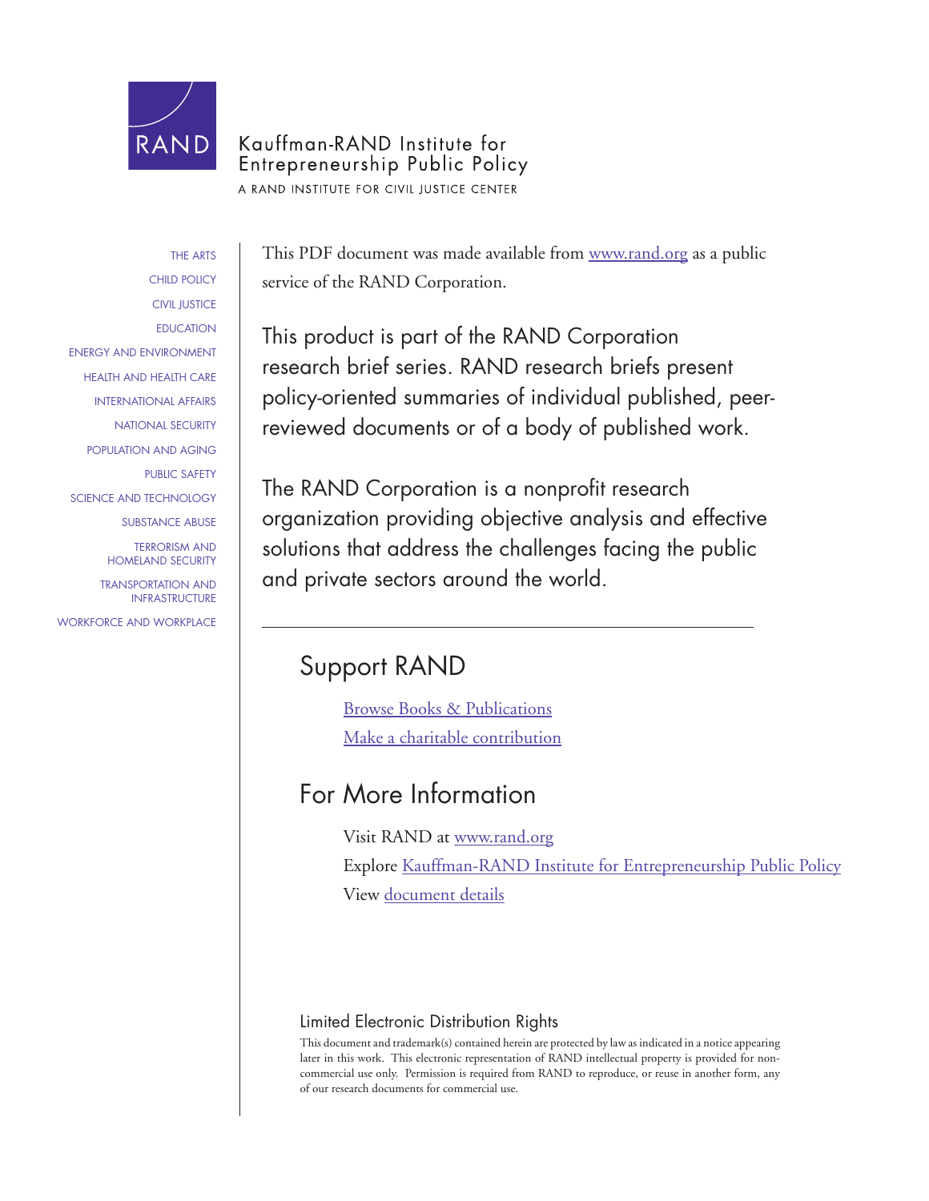RAND

Kauffman-RAND Institute for Entrepreneurship Public Policy

A RAND INSTITUTE FOR CIVIL JUSTICE CENTER

THE ARTS
CHILD POLICY
CIVIL JUSTICE
EDUCATION
ENERGY AND ENVIRONMENT
HEALTH AND HEALTH CARE
INTERNATIONAL AFFAIRS
NATIONAL SECURITY
POPULATION AND AGING
PUBLIC SAFETY
SCIENCE AND TECHNOLOGY
SUBSTANCE ABUSE
TERRORISM AND HOMELAND SECURITY
TRANSPORTATION AND INFRASTRUCTURE
WORKFORCE AND WORKPLACE

This PDF document was made available from www.rand.org as a public service of the RAND Corporation.

This product is part of the RAND Corporation research brief series. RAND research briefs present policy-oriented summaries of individual published, peer-reviewed documents or of a body of published work.

The RAND Corporation is a nonprofit research organization providing objective analysis and effective solutions that address the challenges facing the public and private sectors around the world.

## Support RAND

Browse Books & Publications

Make a charitable contribution

## For More Information

Visit RAND at www.rand.org

Explore Kauffman-RAND Institute for Entrepreneurship Public Policy

View document details

### Limited Electronic Distribution Rights

This document and trademark(s) contained herein are protected by law as indicated in a notice appearing later in this work. This electronic representation of RAND intellectual property is provided for non-commercial use only. Permission is required from RAND to reproduce, or reuse in another form, any of our research documents for commercial use.